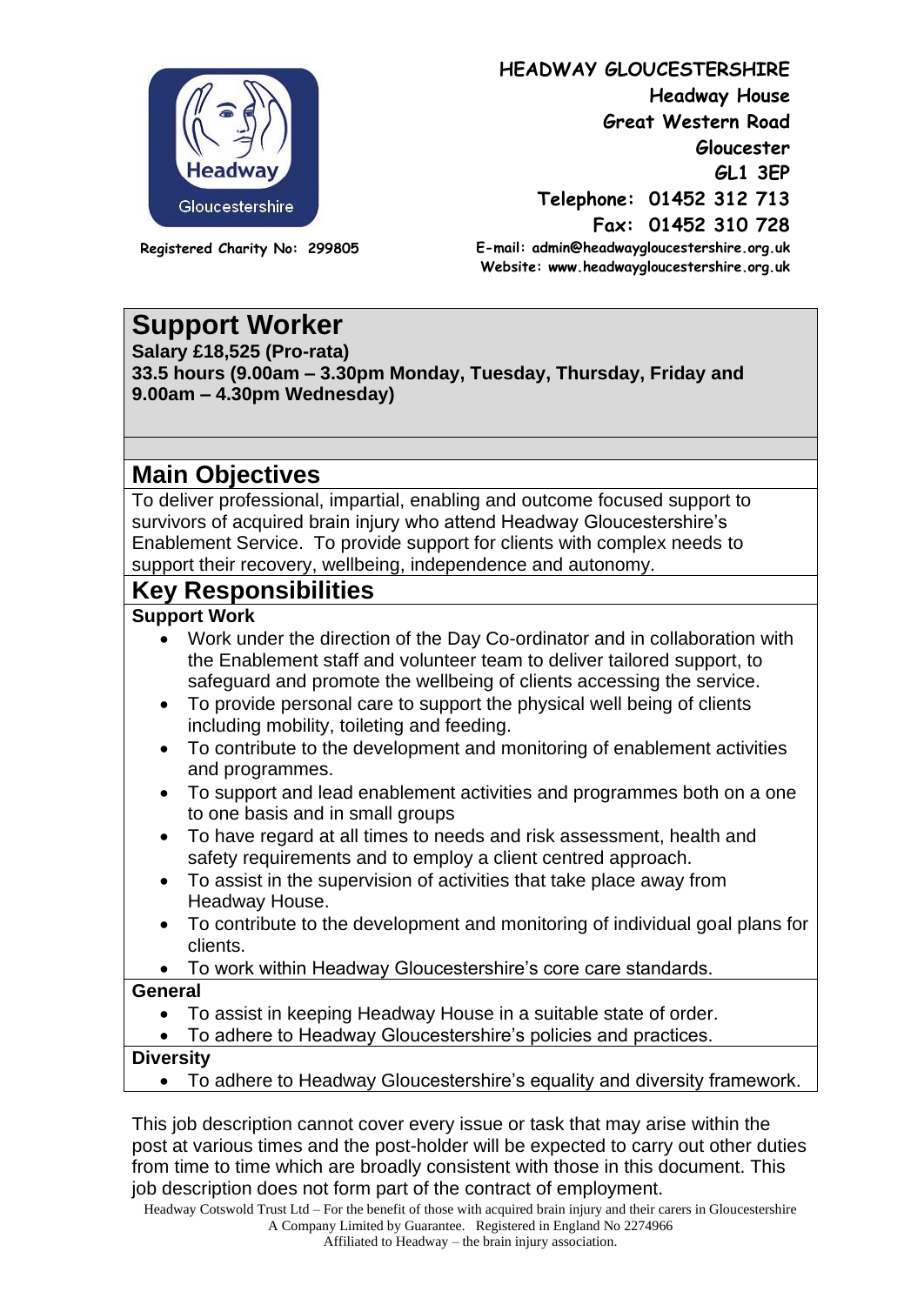**HEADWAY GLOUCESTERSHIRE**
**Headway House**
**Great Western Road**
**Gloucester**
**GL1 3EP**
**Telephone: 01452 312 713**
**Fax: 01452 310 728**
**E-mail: admin@headwaygloucestershire.org.uk**
**Website: www.headwaygloucestershire.org.uk**

**Registered Charity No: 299805**

# Support Worker

**Salary £18,525 (Pro-rata)**
**33.5 hours (9.00am – 3.30pm Monday, Tuesday, Thursday, Friday and 9.00am – 4.30pm Wednesday)**

## Main Objectives

To deliver professional, impartial, enabling and outcome focused support to survivors of acquired brain injury who attend Headway Gloucestershire's Enablement Service. To provide support for clients with complex needs to support their recovery, wellbeing, independence and autonomy.

## Key Responsibilities

**Support Work**

- Work under the direction of the Day Co-ordinator and in collaboration with the Enablement staff and volunteer team to deliver tailored support, to safeguard and promote the wellbeing of clients accessing the service.
- To provide personal care to support the physical well being of clients including mobility, toileting and feeding.
- To contribute to the development and monitoring of enablement activities and programmes.
- To support and lead enablement activities and programmes both on a one to one basis and in small groups
- To have regard at all times to needs and risk assessment, health and safety requirements and to employ a client centred approach.
- To assist in the supervision of activities that take place away from Headway House.
- To contribute to the development and monitoring of individual goal plans for clients.
- To work within Headway Gloucestershire's core care standards.

**General**

- To assist in keeping Headway House in a suitable state of order.
- To adhere to Headway Gloucestershire's policies and practices.

**Diversity**

- To adhere to Headway Gloucestershire's equality and diversity framework.

This job description cannot cover every issue or task that may arise within the post at various times and the post-holder will be expected to carry out other duties from time to time which are broadly consistent with those in this document. This job description does not form part of the contract of employment.

Headway Cotswold Trust Ltd – For the benefit of those with acquired brain injury and their carers in Gloucestershire
A Company Limited by Guarantee. Registered in England No 2274966
Affiliated to Headway – the brain injury association.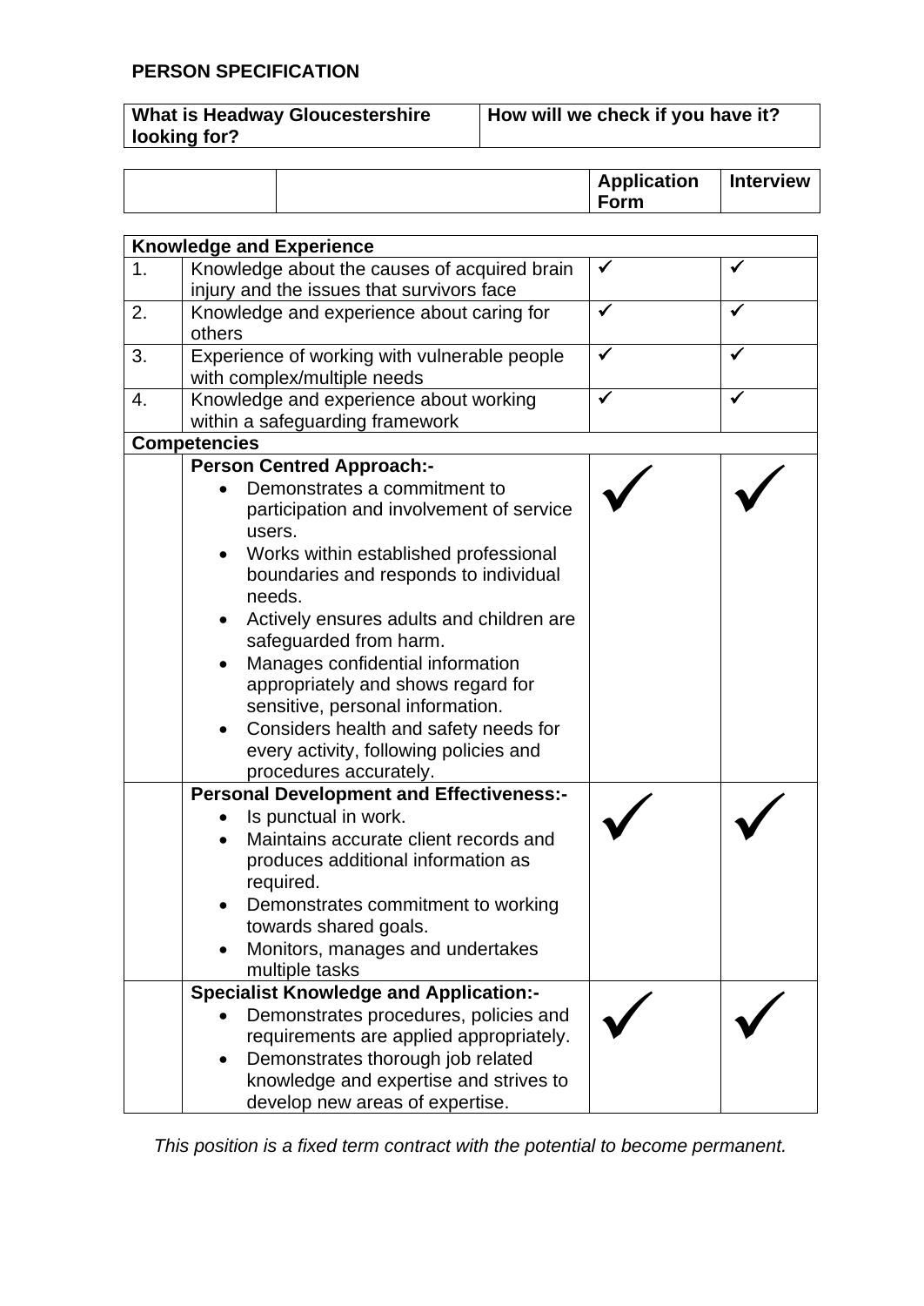**PERSON SPECIFICATION**

| What is Headway Gloucestershire looking for? | How will we check if you have it? |
|---|---|

| | | Application Form | Interview |
|---|---|---|---|
| **Knowledge and Experience** | | | |
| 1. | Knowledge about the causes of acquired brain injury and the issues that survivors face | ✓ | ✓ |
| 2. | Knowledge and experience about caring for others | ✓ | ✓ |
| 3. | Experience of working with vulnerable people with complex/multiple needs | ✓ | ✓ |
| 4. | Knowledge and experience about working within a safeguarding framework | ✓ | ✓ |
| **Competencies** | | | |
| | **Person Centred Approach:-** <br>• Demonstrates a commitment to participation and involvement of service users. <br>• Works within established professional boundaries and responds to individual needs. <br>• Actively ensures adults and children are safeguarded from harm. <br>• Manages confidential information appropriately and shows regard for sensitive, personal information. <br>• Considers health and safety needs for every activity, following policies and procedures accurately. | ✓ | ✓ |
| | **Personal Development and Effectiveness:-** <br>• Is punctual in work. <br>• Maintains accurate client records and produces additional information as required. <br>• Demonstrates commitment to working towards shared goals. <br>• Monitors, manages and undertakes multiple tasks | ✓ | ✓ |
| | **Specialist Knowledge and Application:-** <br>• Demonstrates procedures, policies and requirements are applied appropriately. <br>• Demonstrates thorough job related knowledge and expertise and strives to develop new areas of expertise. | ✓ | ✓ |

*This position is a fixed term contract with the potential to become permanent.*